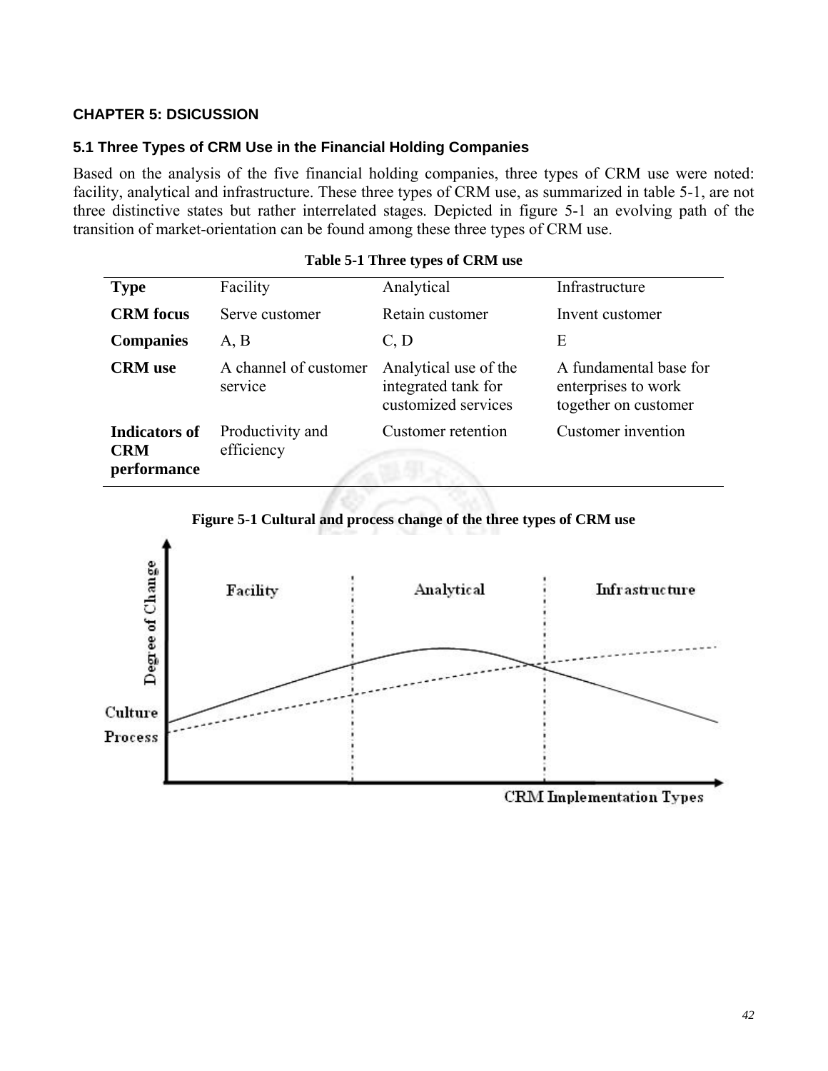# CHAPTER 5: DSICUSSION

## 5.1 Three Types of CRM Use in the Financial Holding Companies

Based on the analysis of the five financial holding companies, three types of CRM use were noted: facility, analytical and infrastructure. These three types of CRM use, as summarized in table 5-1, are not three distinctive states but rather interrelated stages. Depicted in figure 5-1 an evolving path of the transition of market-orientation can be found among these three types of CRM use.

**Table 5-1 Three types of CRM use**

| **Type** | Facility | Analytical | Infrastructure |
|---|---|---|---|
| **CRM focus** | Serve customer | Retain customer | Invent customer |
| **Companies** | A, B | C, D | E |
| **CRM use** | A channel of customer service | Analytical use of the integrated tank for customized services | A fundamental base for enterprises to work together on customer |
| **Indicators of CRM performance** | Productivity and efficiency | Customer retention | Customer invention |

**Figure 5-1 Cultural and process change of the three types of CRM use**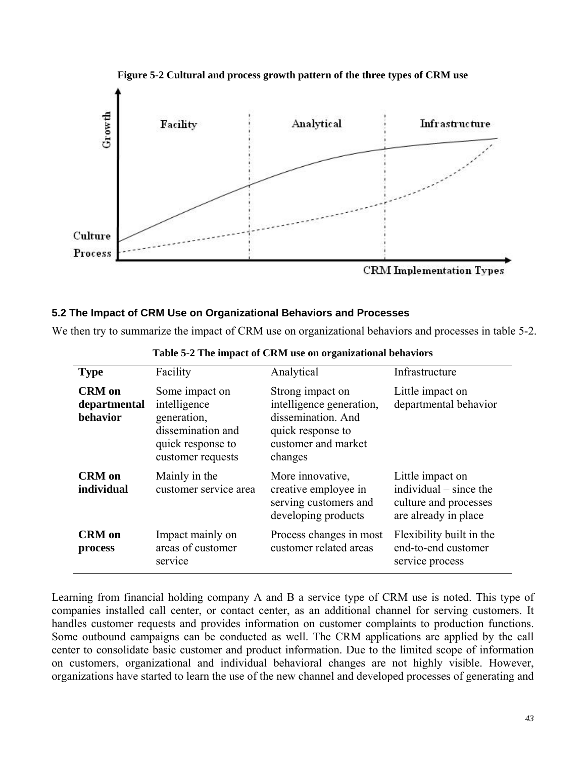**Figure 5-2 Cultural and process growth pattern of the three types of CRM use**

## 5.2 The Impact of CRM Use on Organizational Behaviors and Processes

We then try to summarize the impact of CRM use on organizational behaviors and processes in table 5-2.

**Table 5-2 The impact of CRM use on organizational behaviors**

| **Type** | Facility | Analytical | Infrastructure |
|---|---|---|---|
| **CRM on departmental behavior** | Some impact on intelligence generation, dissemination and quick response to customer requests | Strong impact on intelligence generation, dissemination. And quick response to customer and market changes | Little impact on departmental behavior |
| **CRM on individual** | Mainly in the customer service area | More innovative, creative employee in serving customers and developing products | Little impact on individual – since the culture and processes are already in place |
| **CRM on process** | Impact mainly on areas of customer service | Process changes in most customer related areas | Flexibility built in the end-to-end customer service process |

Learning from financial holding company A and B a service type of CRM use is noted. This type of companies installed call center, or contact center, as an additional channel for serving customers. It handles customer requests and provides information on customer complaints to production functions. Some outbound campaigns can be conducted as well. The CRM applications are applied by the call center to consolidate basic customer and product information. Due to the limited scope of information on customers, organizational and individual behavioral changes are not highly visible. However, organizations have started to learn the use of the new channel and developed processes of generating and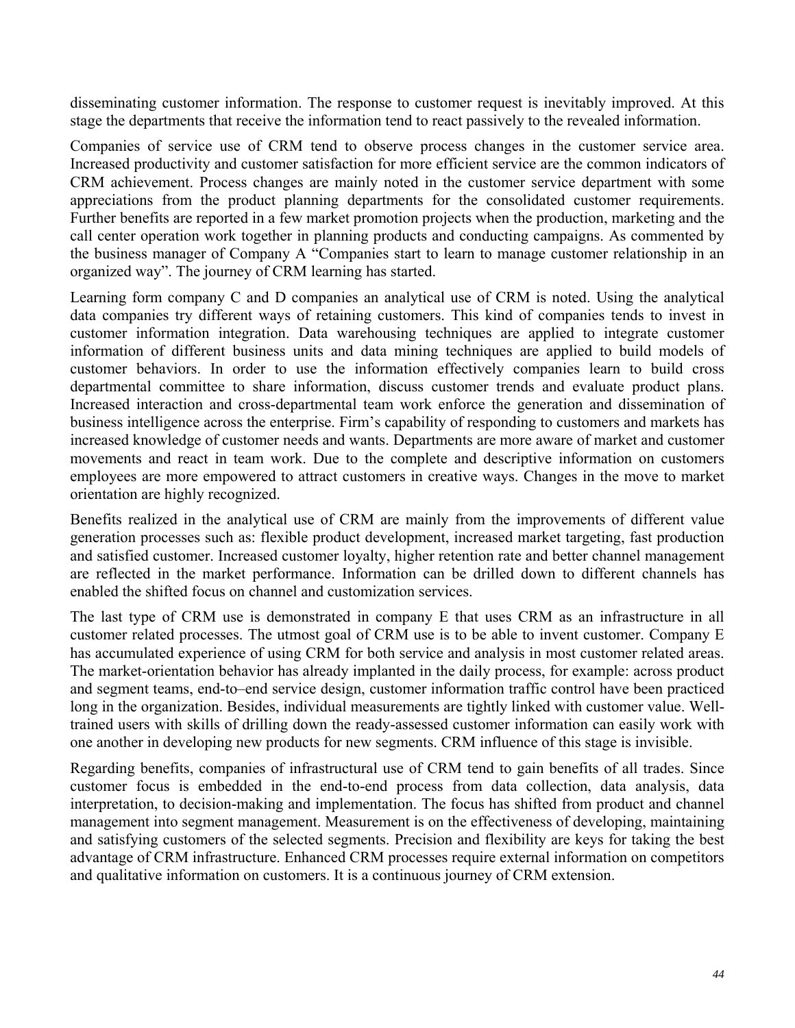disseminating customer information. The response to customer request is inevitably improved. At this stage the departments that receive the information tend to react passively to the revealed information.

Companies of service use of CRM tend to observe process changes in the customer service area. Increased productivity and customer satisfaction for more efficient service are the common indicators of CRM achievement. Process changes are mainly noted in the customer service department with some appreciations from the product planning departments for the consolidated customer requirements. Further benefits are reported in a few market promotion projects when the production, marketing and the call center operation work together in planning products and conducting campaigns. As commented by the business manager of Company A "Companies start to learn to manage customer relationship in an organized way". The journey of CRM learning has started.

Learning form company C and D companies an analytical use of CRM is noted. Using the analytical data companies try different ways of retaining customers. This kind of companies tends to invest in customer information integration. Data warehousing techniques are applied to integrate customer information of different business units and data mining techniques are applied to build models of customer behaviors. In order to use the information effectively companies learn to build cross departmental committee to share information, discuss customer trends and evaluate product plans. Increased interaction and cross-departmental team work enforce the generation and dissemination of business intelligence across the enterprise. Firm's capability of responding to customers and markets has increased knowledge of customer needs and wants. Departments are more aware of market and customer movements and react in team work. Due to the complete and descriptive information on customers employees are more empowered to attract customers in creative ways. Changes in the move to market orientation are highly recognized.

Benefits realized in the analytical use of CRM are mainly from the improvements of different value generation processes such as: flexible product development, increased market targeting, fast production and satisfied customer. Increased customer loyalty, higher retention rate and better channel management are reflected in the market performance. Information can be drilled down to different channels has enabled the shifted focus on channel and customization services.

The last type of CRM use is demonstrated in company E that uses CRM as an infrastructure in all customer related processes. The utmost goal of CRM use is to be able to invent customer. Company E has accumulated experience of using CRM for both service and analysis in most customer related areas. The market-orientation behavior has already implanted in the daily process, for example: across product and segment teams, end-to–end service design, customer information traffic control have been practiced long in the organization. Besides, individual measurements are tightly linked with customer value. Well-trained users with skills of drilling down the ready-assessed customer information can easily work with one another in developing new products for new segments. CRM influence of this stage is invisible.

Regarding benefits, companies of infrastructural use of CRM tend to gain benefits of all trades. Since customer focus is embedded in the end-to-end process from data collection, data analysis, data interpretation, to decision-making and implementation. The focus has shifted from product and channel management into segment management. Measurement is on the effectiveness of developing, maintaining and satisfying customers of the selected segments. Precision and flexibility are keys for taking the best advantage of CRM infrastructure. Enhanced CRM processes require external information on competitors and qualitative information on customers. It is a continuous journey of CRM extension.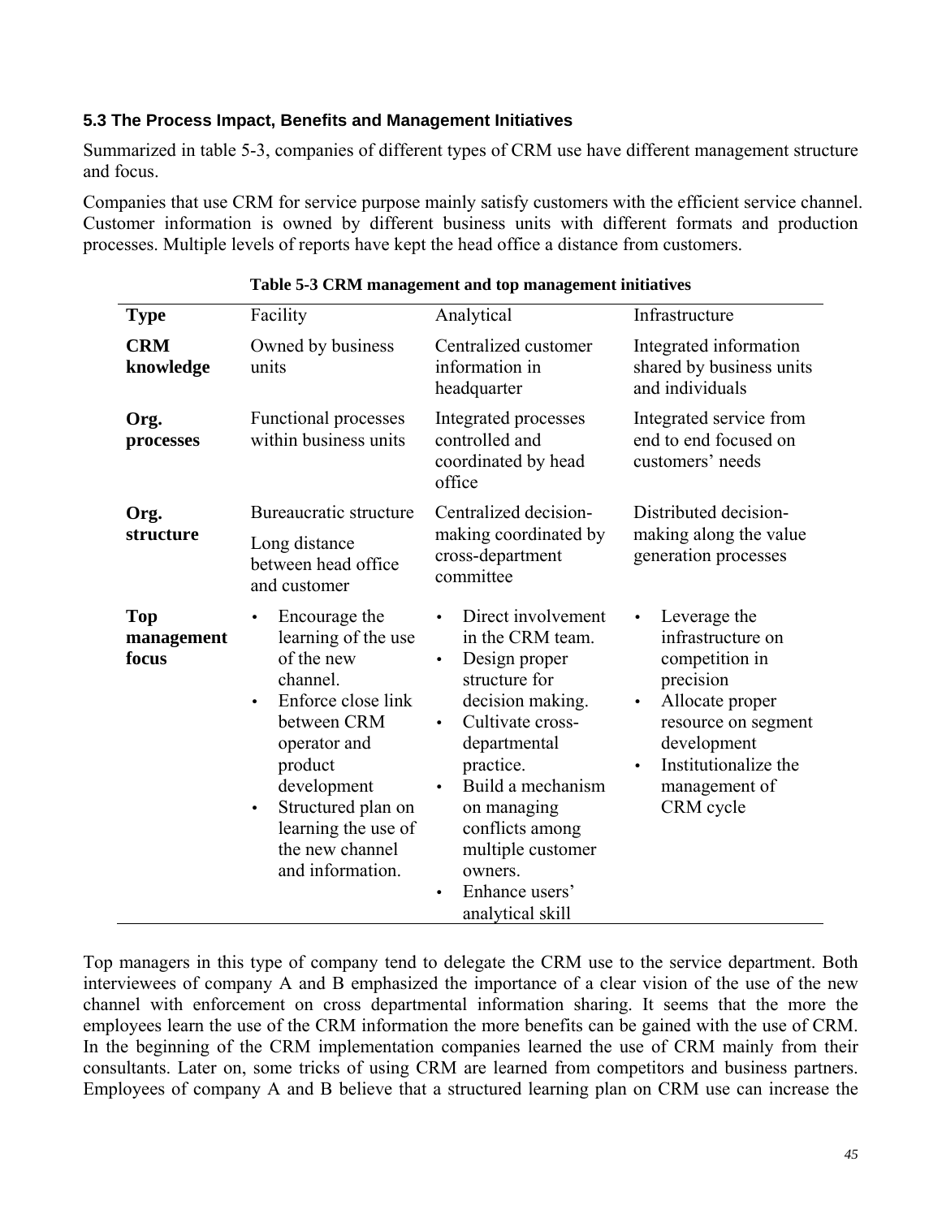### 5.3 The Process Impact, Benefits and Management Initiatives

Summarized in table 5-3, companies of different types of CRM use have different management structure and focus.

Companies that use CRM for service purpose mainly satisfy customers with the efficient service channel. Customer information is owned by different business units with different formats and production processes. Multiple levels of reports have kept the head office a distance from customers.

**Table 5-3 CRM management and top management initiatives**

| **Type** | Facility | Analytical | Infrastructure |
|---|---|---|---|
| **CRM knowledge** | Owned by business units | Centralized customer information in headquarter | Integrated information shared by business units and individuals |
| **Org. processes** | Functional processes within business units | Integrated processes controlled and coordinated by head office | Integrated service from end to end focused on customers' needs |
| **Org. structure** | Bureaucratic structure<br>Long distance between head office and customer | Centralized decision-making coordinated by cross-department committee | Distributed decision-making along the value generation processes |
| **Top management focus** | • Encourage the learning of the use of the new channel.<br>• Enforce close link between CRM operator and product development<br>• Structured plan on learning the use of the new channel and information. | • Direct involvement in the CRM team.<br>• Design proper structure for decision making.<br>• Cultivate cross-departmental practice.<br>• Build a mechanism on managing conflicts among multiple customer owners.<br>• Enhance users' analytical skill | • Leverage the infrastructure on competition in precision<br>• Allocate proper resource on segment development<br>• Institutionalize the management of CRM cycle |

Top managers in this type of company tend to delegate the CRM use to the service department. Both interviewees of company A and B emphasized the importance of a clear vision of the use of the new channel with enforcement on cross departmental information sharing. It seems that the more the employees learn the use of the CRM information the more benefits can be gained with the use of CRM. In the beginning of the CRM implementation companies learned the use of CRM mainly from their consultants. Later on, some tricks of using CRM are learned from competitors and business partners. Employees of company A and B believe that a structured learning plan on CRM use can increase the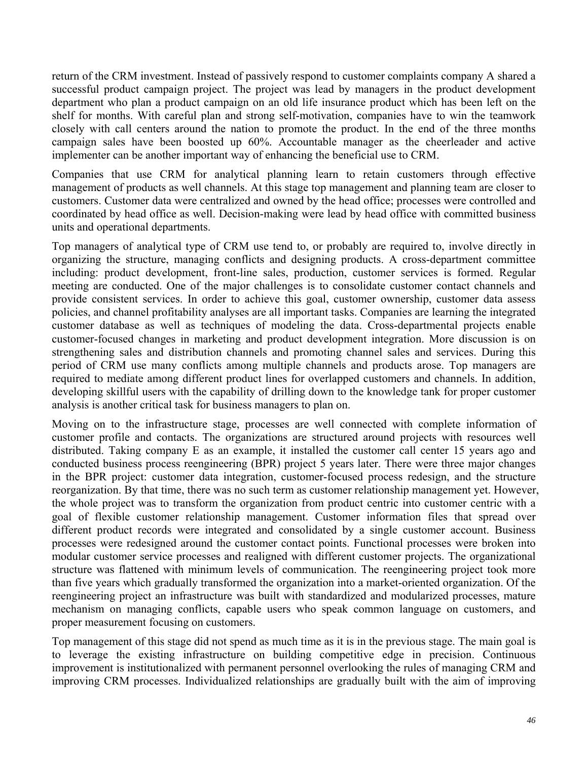return of the CRM investment. Instead of passively respond to customer complaints company A shared a successful product campaign project. The project was lead by managers in the product development department who plan a product campaign on an old life insurance product which has been left on the shelf for months. With careful plan and strong self-motivation, companies have to win the teamwork closely with call centers around the nation to promote the product. In the end of the three months campaign sales have been boosted up 60%. Accountable manager as the cheerleader and active implementer can be another important way of enhancing the beneficial use to CRM.

Companies that use CRM for analytical planning learn to retain customers through effective management of products as well channels. At this stage top management and planning team are closer to customers. Customer data were centralized and owned by the head office; processes were controlled and coordinated by head office as well. Decision-making were lead by head office with committed business units and operational departments.

Top managers of analytical type of CRM use tend to, or probably are required to, involve directly in organizing the structure, managing conflicts and designing products. A cross-department committee including: product development, front-line sales, production, customer services is formed. Regular meeting are conducted. One of the major challenges is to consolidate customer contact channels and provide consistent services. In order to achieve this goal, customer ownership, customer data assess policies, and channel profitability analyses are all important tasks. Companies are learning the integrated customer database as well as techniques of modeling the data. Cross-departmental projects enable customer-focused changes in marketing and product development integration. More discussion is on strengthening sales and distribution channels and promoting channel sales and services. During this period of CRM use many conflicts among multiple channels and products arose. Top managers are required to mediate among different product lines for overlapped customers and channels. In addition, developing skillful users with the capability of drilling down to the knowledge tank for proper customer analysis is another critical task for business managers to plan on.

Moving on to the infrastructure stage, processes are well connected with complete information of customer profile and contacts. The organizations are structured around projects with resources well distributed. Taking company E as an example, it installed the customer call center 15 years ago and conducted business process reengineering (BPR) project 5 years later. There were three major changes in the BPR project: customer data integration, customer-focused process redesign, and the structure reorganization. By that time, there was no such term as customer relationship management yet. However, the whole project was to transform the organization from product centric into customer centric with a goal of flexible customer relationship management. Customer information files that spread over different product records were integrated and consolidated by a single customer account. Business processes were redesigned around the customer contact points. Functional processes were broken into modular customer service processes and realigned with different customer projects. The organizational structure was flattened with minimum levels of communication. The reengineering project took more than five years which gradually transformed the organization into a market-oriented organization. Of the reengineering project an infrastructure was built with standardized and modularized processes, mature mechanism on managing conflicts, capable users who speak common language on customers, and proper measurement focusing on customers.

Top management of this stage did not spend as much time as it is in the previous stage. The main goal is to leverage the existing infrastructure on building competitive edge in precision. Continuous improvement is institutionalized with permanent personnel overlooking the rules of managing CRM and improving CRM processes. Individualized relationships are gradually built with the aim of improving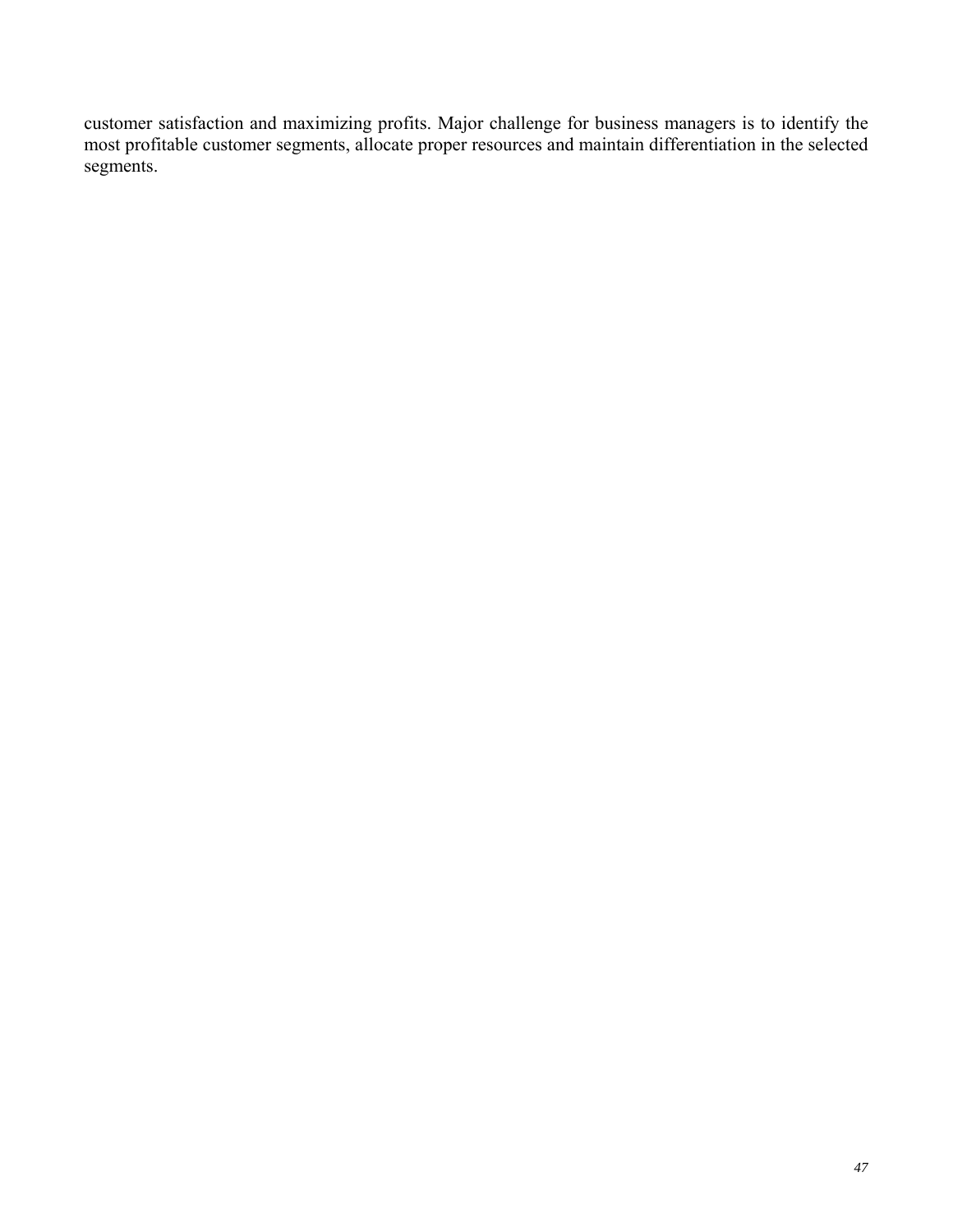customer satisfaction and maximizing profits. Major challenge for business managers is to identify the most profitable customer segments, allocate proper resources and maintain differentiation in the selected segments.